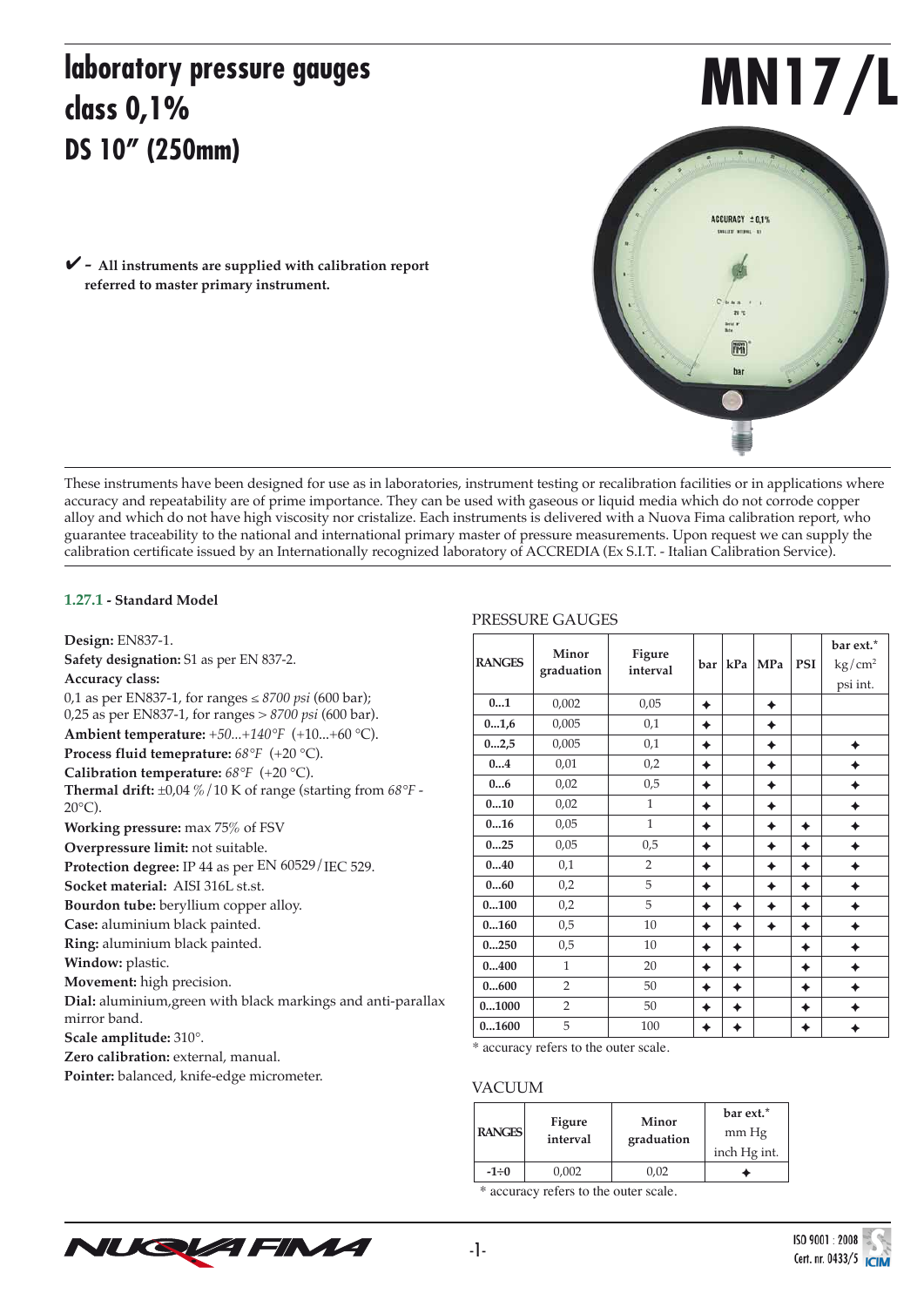# laboratory pressure gauges class 0,1% DS 10" (250mm)

# MN17/L

✔ - **All instruments are supplied with calibration report referred to master primary instrument.**

These instruments have been designed for use as in laboratories, instrument testing or recalibration facilities or in applications where accuracy and repeatability are of prime importance. They can be used with gaseous or liquid media which do not corrode copper alloy and which do not have high viscosity nor cristalize. Each instruments is delivered with a Nuova Fima calibration report, who guarantee traceability to the national and international primary master of pressure measurements. Upon request we can supply the calibration certificate issued by an Internationally recognized laboratory of ACCREDIA (Ex S.I.T. - Italian Calibration Service).

### 1.27.1 - Standard Model

**Design:** EN837-1.
**Safety designation:** S1 as per EN 837-2.
**Accuracy class:**
0,1 as per EN837-1, for ranges ≤ *8700 psi* (600 bar);
0,25 as per EN837-1, for ranges > *8700 psi* (600 bar).
**Ambient temperature:** *+50...+140°F* (+10...+60 °C).
**Process fluid temeprature:** *68°F* (+20 °C).
**Calibration temperature:** *68°F* (+20 °C).
**Thermal drift:** ±0,04 %/10 K of range (starting from *68°F* - 20°C).
**Working pressure:** max 75% of FSV
**Overpressure limit:** not suitable.
**Protection degree:** IP 44 as per EN 60529/IEC 529.
**Socket material:** AISI 316L st.st.
**Bourdon tube:** beryllium copper alloy.
**Case:** aluminium black painted.
**Ring:** aluminium black painted.
**Window:** plastic.
**Movement:** high precision.
**Dial:** aluminium,green with black markings and anti-parallax mirror band.
**Scale amplitude:** 310°.
**Zero calibration:** external, manual.
**Pointer:** balanced, knife-edge micrometer.

PRESSURE GAUGES

| RANGES | Minor graduation | Figure interval | bar | kPa | MPa | PSI | bar ext.* kg/cm² psi int. |
|---|---|---|---|---|---|---|---|
| **0...1** | 0,002 | 0,05 | ✦ | | ✦ | | |
| **0...1,6** | 0,005 | 0,1 | ✦ | | ✦ | | |
| **0...2,5** | 0,005 | 0,1 | ✦ | | ✦ | | ✦ |
| **0...4** | 0,01 | 0,2 | ✦ | | ✦ | | ✦ |
| **0...6** | 0,02 | 0,5 | ✦ | | ✦ | | ✦ |
| **0...10** | 0,02 | 1 | ✦ | | ✦ | | ✦ |
| **0...16** | 0,05 | 1 | ✦ | | ✦ | ✦ | ✦ |
| **0...25** | 0,05 | 0,5 | ✦ | | ✦ | ✦ | ✦ |
| **0...40** | 0,1 | 2 | ✦ | | ✦ | ✦ | ✦ |
| **0...60** | 0,2 | 5 | ✦ | | ✦ | ✦ | ✦ |
| **0...100** | 0,2 | 5 | ✦ | ✦ | ✦ | ✦ | ✦ |
| **0...160** | 0,5 | 10 | ✦ | ✦ | ✦ | ✦ | ✦ |
| **0...250** | 0,5 | 10 | ✦ | ✦ | | ✦ | ✦ |
| **0...400** | 1 | 20 | ✦ | ✦ | | ✦ | ✦ |
| **0...600** | 2 | 50 | ✦ | ✦ | | ✦ | ✦ |
| **0...1000** | 2 | 50 | ✦ | ✦ | | ✦ | ✦ |
| **0...1600** | 5 | 100 | ✦ | ✦ | | ✦ | ✦ |

\* accuracy refers to the outer scale.

VACUUM

| RANGES | Figure interval | Minor graduation | bar ext.* mm Hg inch Hg int. |
|---|---|---|---|
| **-1÷0** | 0,002 | 0,02 | ✦ |

\* accuracy refers to the outer scale.

ISO 9001 : 2008 Cert. nr. 0433/5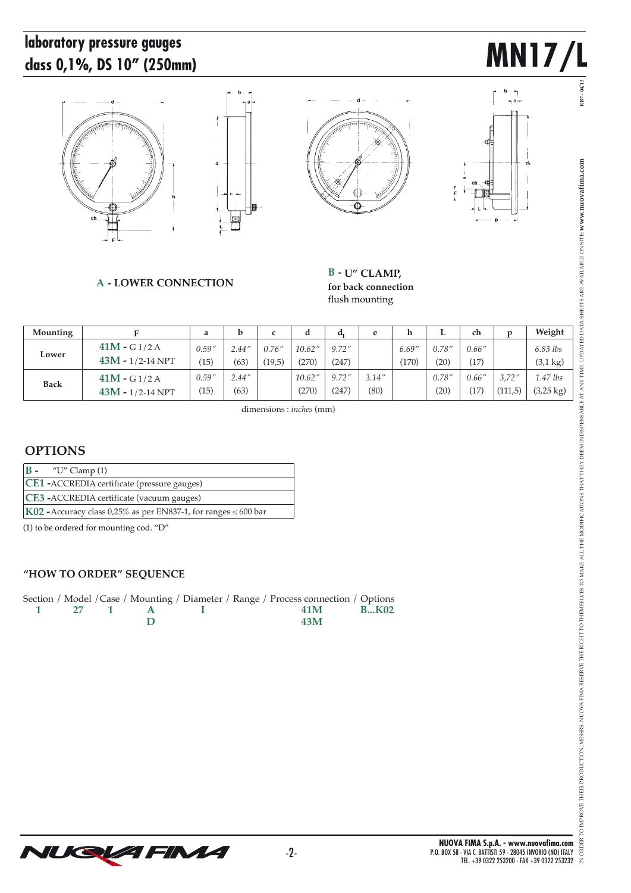# laboratory pressure gauges
# class 0,1%, DS 10" (250mm)

# MN17/L

**A - LOWER CONNECTION**

**B - U" CLAMP,**
**for back connection**
flush mounting

| Mounting | F | a | b | c | d | $d_1$ | e | h | L | ch | p | Weight |
|---|---|---|---|---|---|---|---|---|---|---|---|---|
| Lower | **41M** - G 1/2 A<br>**43M** - 1/2-14 NPT | *0.59"*<br>(15) | *2.44"*<br>(63) | *0.76"*<br>(19,5) | *10.62"*<br>(270) | *9.72"*<br>(247) | | *6.69"*<br>(170) | *0.78"*<br>(20) | *0.66"*<br>(17) | | *6.83 lbs*<br>(3,1 kg) |
| Back | **41M** - G 1/2 A<br>**43M** - 1/2-14 NPT | *0.59"*<br>(15) | *2.44"*<br>(63) | | *10.62"*<br>(270) | *9.72"*<br>(247) | *3.14"*<br>(80) | | *0.78"*<br>(20) | *0.66"*<br>(17) | *3,72"*<br>(111,5) | *1.47 lbs*<br>(3,25 kg) |

dimensions : *inches* (mm)

## OPTIONS

| | |
|---|---|
| **B** - | "U" Clamp (1) |
| **CE1** - | ACCREDIA certificate (pressure gauges) |
| **CE3** - | ACCREDIA certificate (vacuum gauges) |
| **K02** - | Accuracy class 0,25% as per EN837-1, for ranges ≤ 600 bar |

(1) to be ordered for mounting cod. "D"

### "HOW TO ORDER" SEQUENCE

| Section | Model | Case | Mounting | Diameter | Range | Process connection | Options |
|---|---|---|---|---|---|---|---|
| **1** | **27** | **1** | **A** | **I** | | **41M** | **B...K02** |
| | | | **D** | | | **43M** | |

IN ORDER TO IMPROVE THEIR PRODUCTION, MESSRS. NUOVA FIMA RESERVE THE RIGHT TO THEMSELVES TO MAKE ALL THE MODIFICATIONS THAT THEY DEEM INDISPENSABLE AT ANY TIME. UPDATED DATA-SHEETS ARE AVAILABLE ON SITE **www.nuovafima.com**

RB7 - 04/13

**NUOVA FIMA S.p.A. - www.nuovafima.com**
P.O. BOX 58 - VIA C. BATTISTI 59 - 28045 INVORIO (NO) ITALY
TEL. +39 0322 253200 - FAX +39 0322 253232